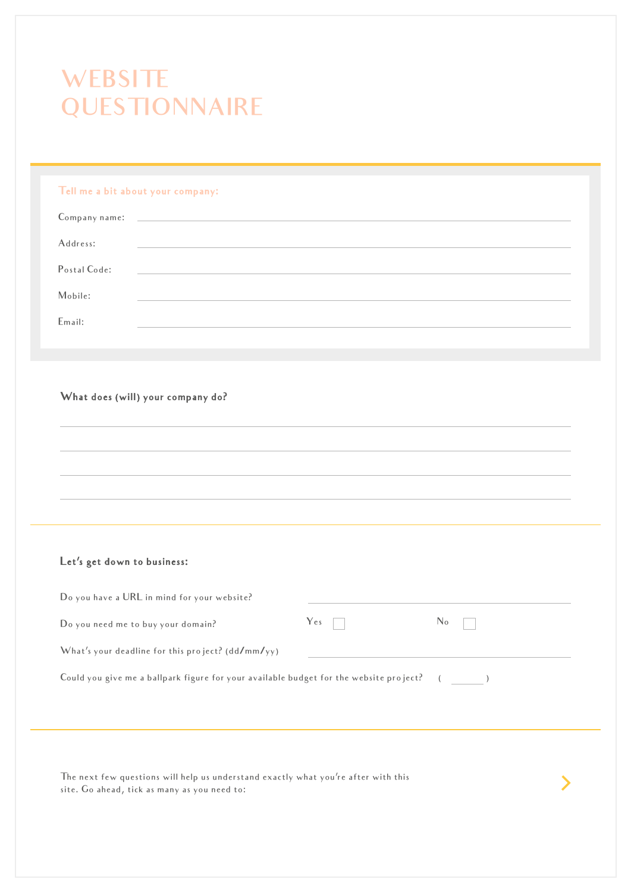# WEBSITE QUESTIONNAIRE

**Tell me a bit about your company:**

Company name: ______________________

Address: ______________________

Postal Code: ______________________

Mobile: ______________________

Email: ______________________

**What does (will) your company do?**

______________________

______________________

______________________

______________________

**Let's get down to business:**

Do you have a URL in mind for your website? ______________________

Do you need me to buy your domain? Yes ☐ No ☐

What's your deadline for this project? (dd/mm/yy) ______________________

Could you give me a ballpark figure for your available budget for the website project? ( ______ )

The next few questions will help us understand exactly what you're after with this site. Go ahead, tick as many as you need to: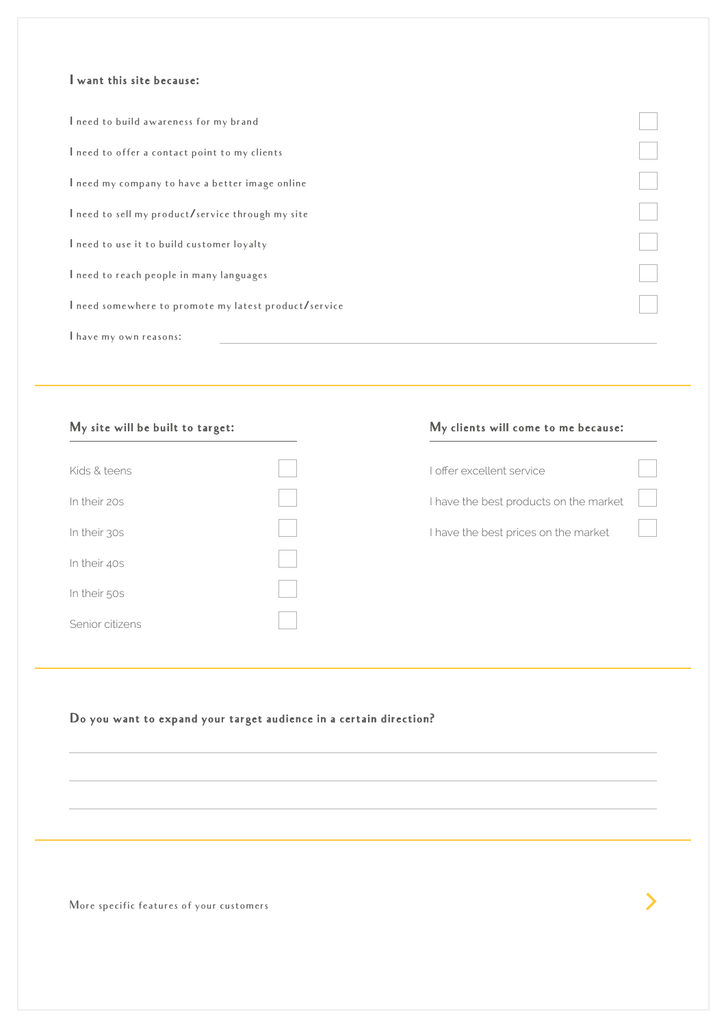### I want this site because:

- [ ] I need to build awareness for my brand
- [ ] I need to offer a contact point to my clients
- [ ] I need my company to have a better image online
- [ ] I need to sell my product/service through my site
- [ ] I need to use it to build customer loyalty
- [ ] I need to reach people in many languages
- [ ] I need somewhere to promote my latest product/service

I have my own reasons: ______________________________

---

### My site will be built to target:

- [ ] Kids & teens
- [ ] In their 20s
- [ ] In their 30s
- [ ] In their 40s
- [ ] In their 50s
- [ ] Senior citizens

### My clients will come to me because:

- [ ] I offer excellent service
- [ ] I have the best products on the market
- [ ] I have the best prices on the market

---

### Do you want to expand your target audience in a certain direction?

______________________________

______________________________

______________________________

---

More specific features of your customers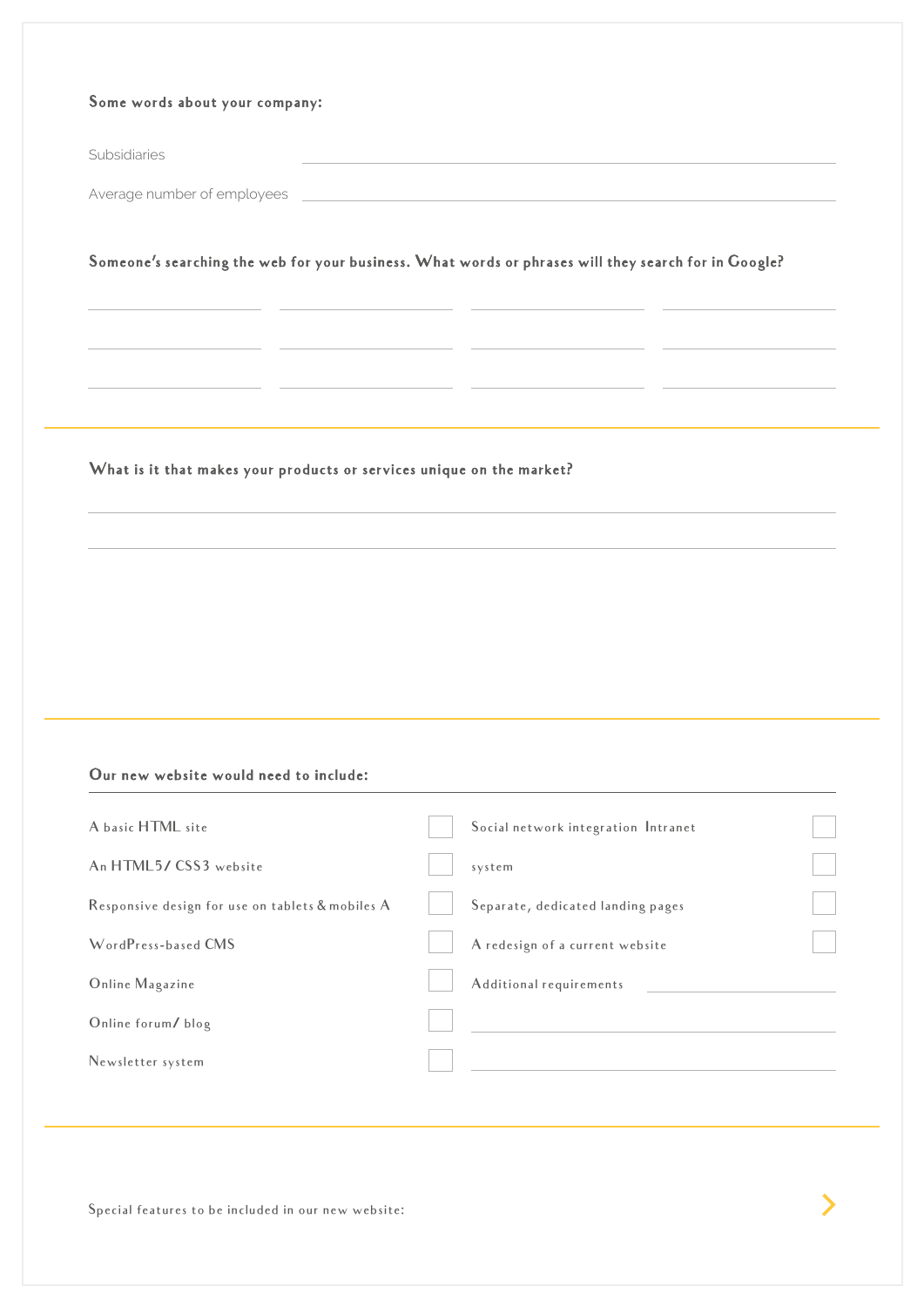**Some words about your company:**

Subsidiaries ______________________________

Average number of employees ______________________________

**Someone's searching the web for your business. What words or phrases will they search for in Google?**

| | | | |
|---|---|---|---|
| | | | |
| | | | |
| | | | |

---

**What is it that makes your products or services unique on the market?**

______________________________

______________________________

---

**Our new website would need to include:**

- [ ] A basic HTML site
- [ ] An HTML5/ CSS3 website
- [ ] Responsive design for use on tablets & mobiles A
- [ ] WordPress-based CMS
- [ ] Online Magazine
- [ ] Online forum/ blog
- [ ] Newsletter system
- [ ] Social network integration Intranet
- [ ] system
- [ ] Separate, dedicated landing pages
- [ ] A redesign of a current website

Additional requirements ______________________________

______________________________

______________________________

---

Special features to be included in our new website: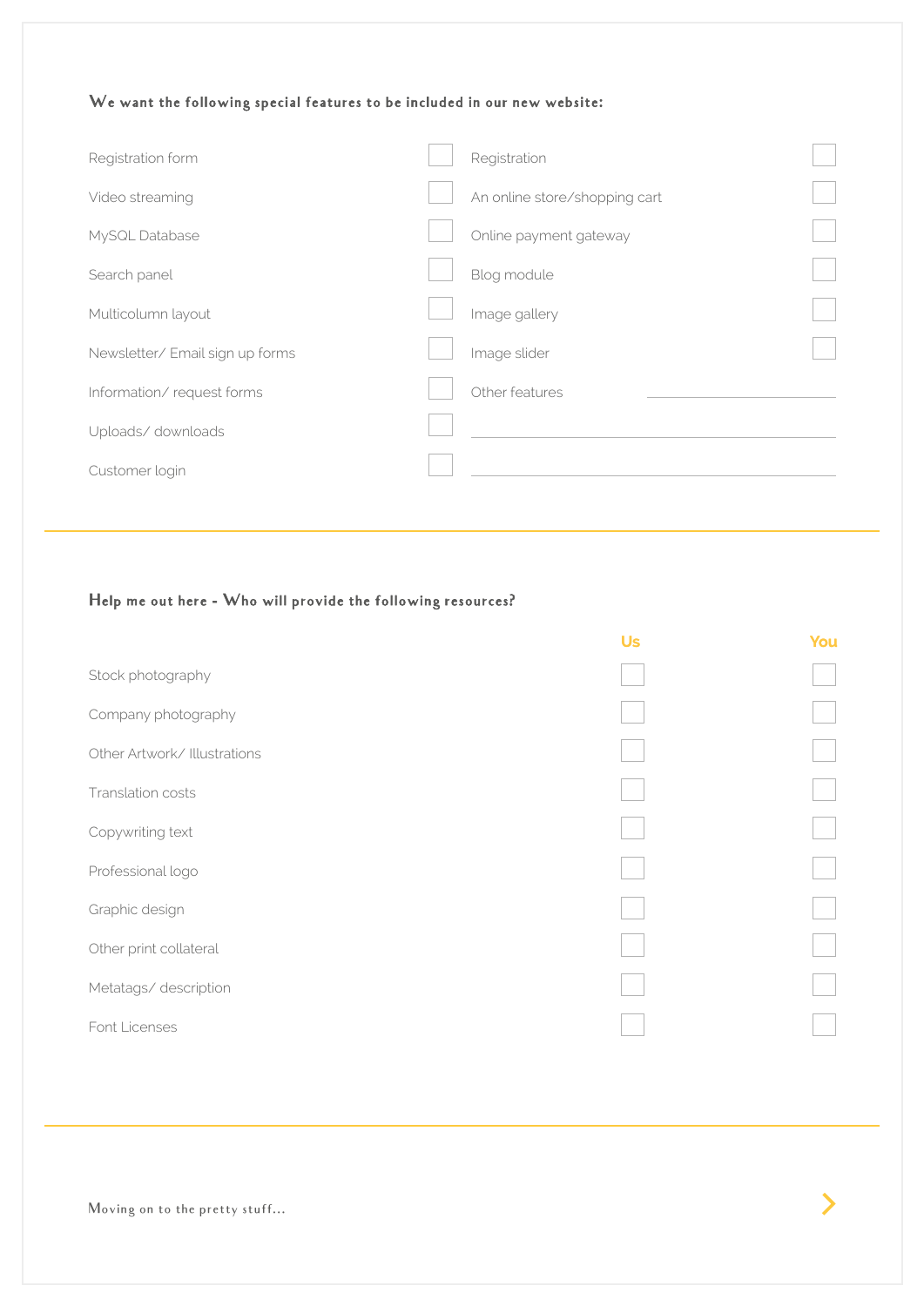**We want the following special features to be included in our new website:**

- [ ] Registration form
- [ ] Video streaming
- [ ] MySQL Database
- [ ] Search panel
- [ ] Multicolumn layout
- [ ] Newsletter/ Email sign up forms
- [ ] Information/ request forms
- [ ] Uploads/ downloads
- [ ] Customer login
- [ ] Registration
- [ ] An online store/shopping cart
- [ ] Online payment gateway
- [ ] Blog module
- [ ] Image gallery
- [ ] Image slider

Other features ______________________

______________________

______________________

**Help me out here - Who will provide the following resources?**

| | Us | You |
|---|---|---|
| Stock photography | ☐ | ☐ |
| Company photography | ☐ | ☐ |
| Other Artwork/ Illustrations | ☐ | ☐ |
| Translation costs | ☐ | ☐ |
| Copywriting text | ☐ | ☐ |
| Professional logo | ☐ | ☐ |
| Graphic design | ☐ | ☐ |
| Other print collateral | ☐ | ☐ |
| Metatags/ description | ☐ | ☐ |
| Font Licenses | ☐ | ☐ |

Moving on to the pretty stuff...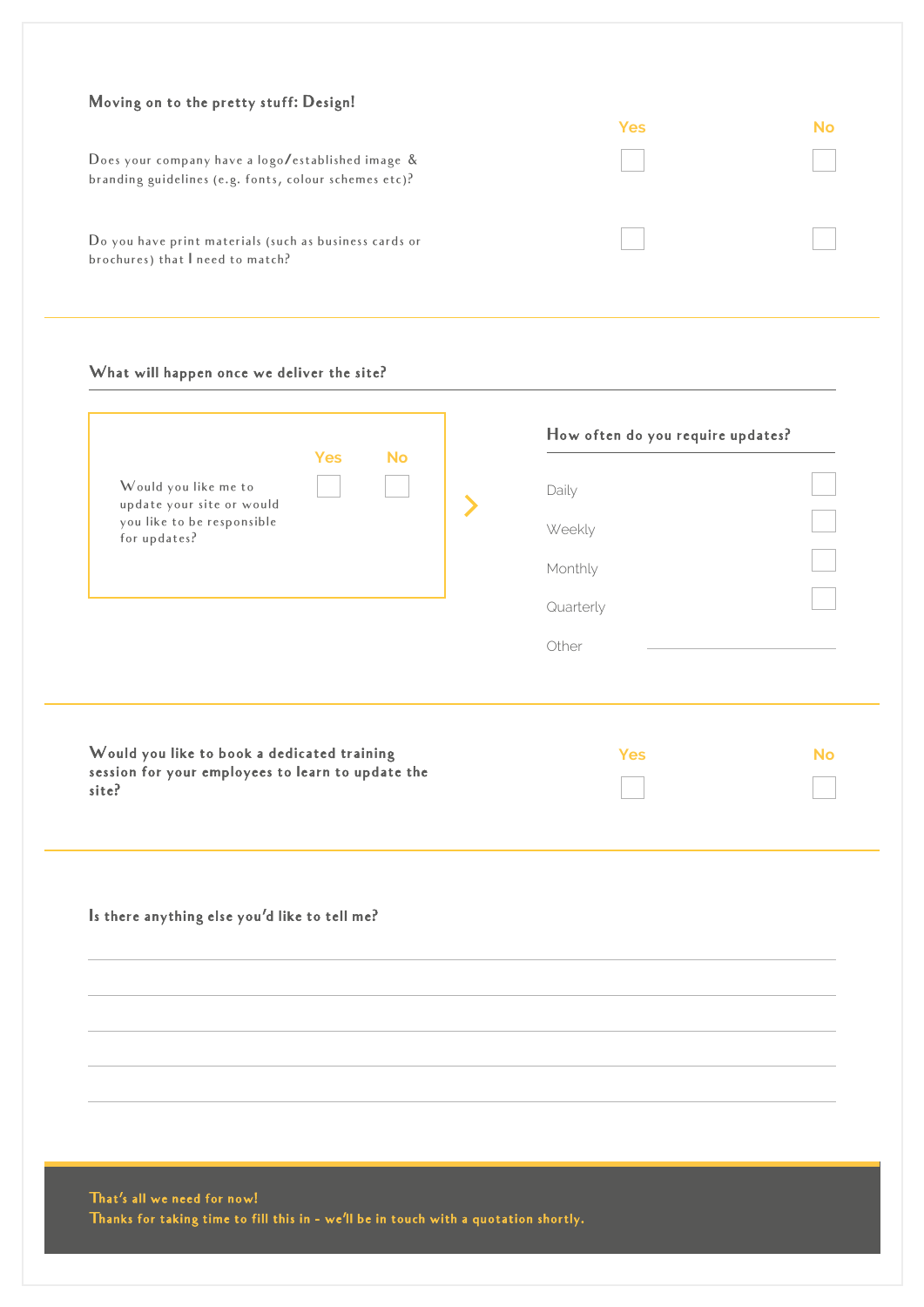## Moving on to the pretty stuff: Design!

| | Yes | No |
|---|---|---|
| Does your company have a logo/established image & branding guidelines (e.g. fonts, colour schemes etc)? | ☐ | ☐ |
| Do you have print materials (such as business cards or brochures) that I need to match? | ☐ | ☐ |

---

## What will happen once we deliver the site?

| | Yes | No |
|---|---|---|
| Would you like me to update your site or would you like to be responsible for updates? | ☐ | ☐ |

### How often do you require updates?

- Daily ☐
- Weekly ☐
- Monthly ☐
- Quarterly ☐
- Other ______________

---

| | Yes | No |
|---|---|---|
| **Would you like to book a dedicated training session for your employees to learn to update the site?** | ☐ | ☐ |

---

## Is there anything else you'd like to tell me?

______________________________________________

______________________________________________

______________________________________________

______________________________________________

______________________________________________

---

That's all we need for now!
Thanks for taking time to fill this in - we'll be in touch with a quotation shortly.